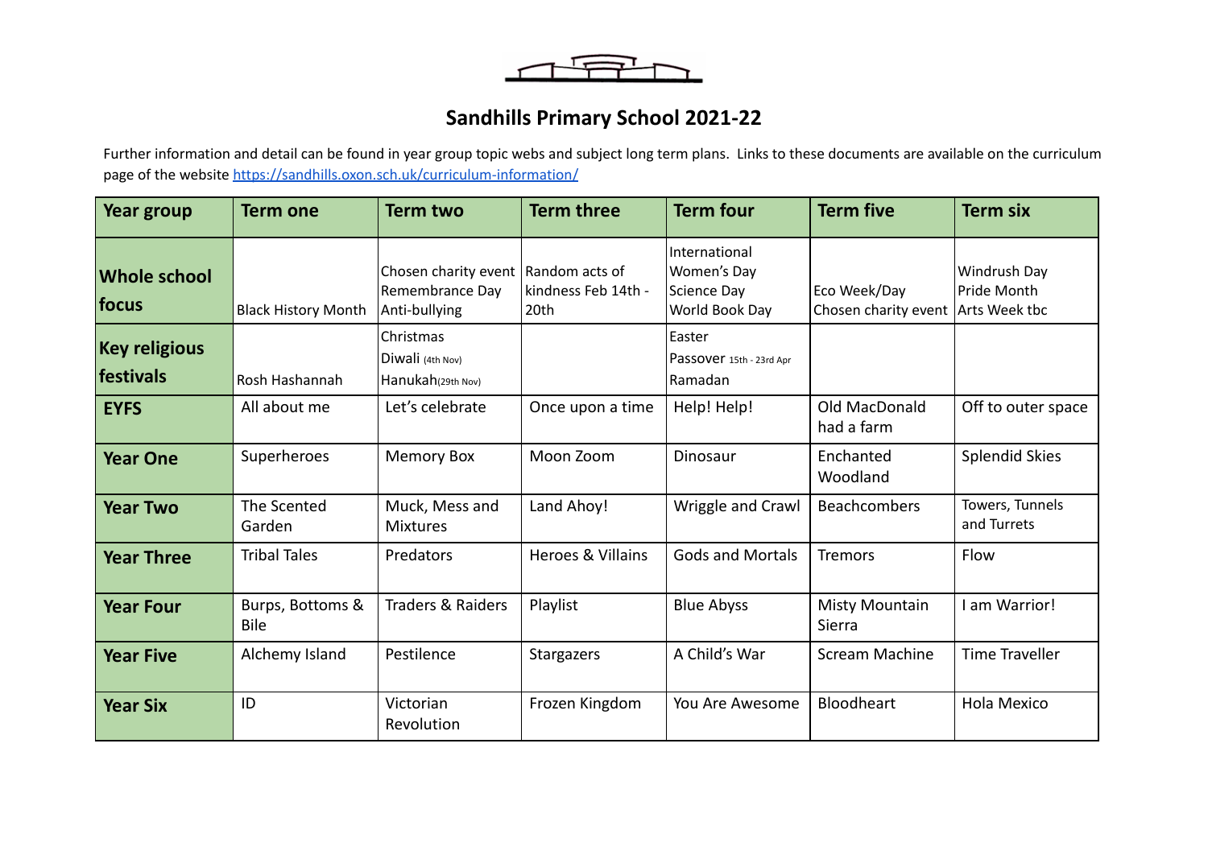# Sandhills Primary School 2021-22

Further information and detail can be found in year group topic webs and subject long term plans. Links to these documents are available on the curriculum page of the website https://sandhills.oxon.sch.uk/curriculum-information/

| Year group | Term one | Term two | Term three | Term four | Term five | Term six |
|---|---|---|---|---|---|---|
| **Whole school focus** | Black History Month | Chosen charity event<br>Remembrance Day<br>Anti-bullying | Random acts of kindness Feb 14th - 20th | International Women's Day<br>Science Day<br>World Book Day | Eco Week/Day<br>Chosen charity event | Windrush Day<br>Pride Month<br>Arts Week tbc |
| **Key religious festivals** | Rosh Hashannah | Christmas<br>Diwali (4th Nov)<br>Hanukah(29th Nov) | | Easter<br>Passover 15th - 23rd Apr<br>Ramadan | | |
| **EYFS** | All about me | Let's celebrate | Once upon a time | Help! Help! | Old MacDonald had a farm | Off to outer space |
| **Year One** | Superheroes | Memory Box | Moon Zoom | Dinosaur | Enchanted Woodland | Splendid Skies |
| **Year Two** | The Scented Garden | Muck, Mess and Mixtures | Land Ahoy! | Wriggle and Crawl | Beachcombers | Towers, Tunnels and Turrets |
| **Year Three** | Tribal Tales | Predators | Heroes & Villains | Gods and Mortals | Tremors | Flow |
| **Year Four** | Burps, Bottoms & Bile | Traders & Raiders | Playlist | Blue Abyss | Misty Mountain Sierra | I am Warrior! |
| **Year Five** | Alchemy Island | Pestilence | Stargazers | A Child's War | Scream Machine | Time Traveller |
| **Year Six** | ID | Victorian Revolution | Frozen Kingdom | You Are Awesome | Bloodheart | Hola Mexico |